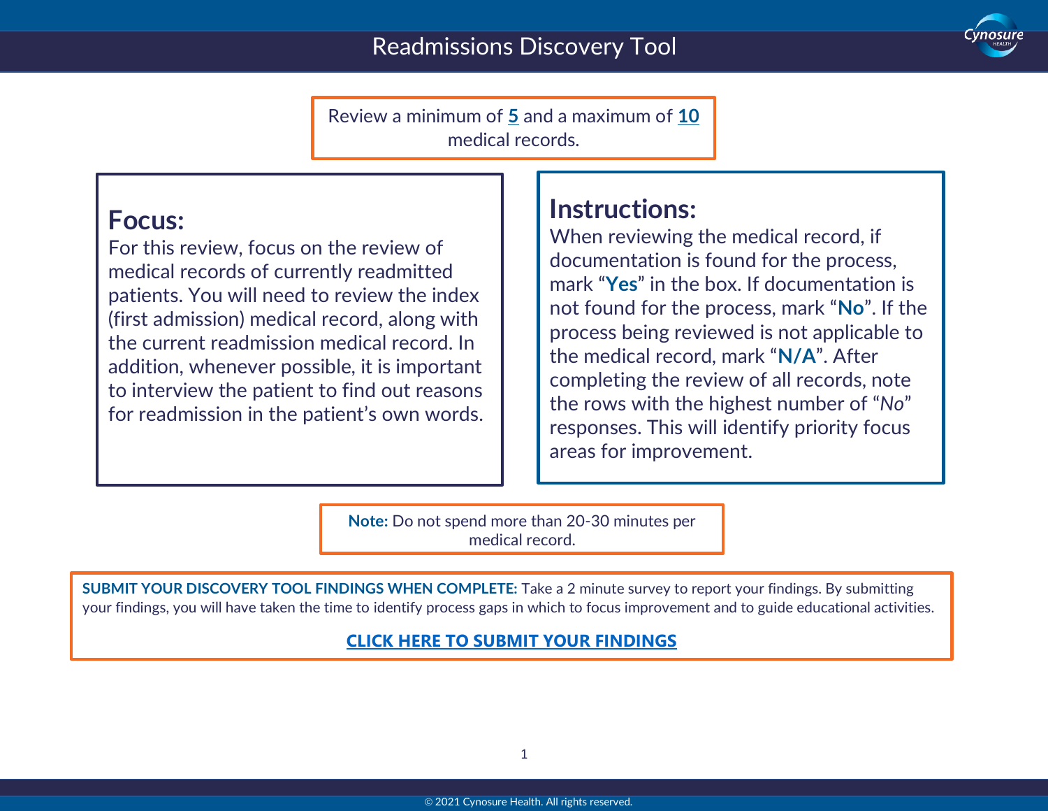# Readmissions Discovery Tool

Review a minimum of **5** and a maximum of **10** medical records.

## Focus:

For this review, focus on the review of medical records of currently readmitted patients. You will need to review the index (first admission) medical record, along with the current readmission medical record. In addition, whenever possible, it is important to interview the patient to find out reasons for readmission in the patient's own words.

## Instructions:

When reviewing the medical record, if documentation is found for the process, mark "**Yes**" in the box. If documentation is not found for the process, mark "**No**". If the process being reviewed is not applicable to the medical record, mark "**N/A**". After completing the review of all records, note the rows with the highest number of "*No*" responses. This will identify priority focus areas for improvement.

**Note:** Do not spend more than 20-30 minutes per medical record.

**SUBMIT YOUR DISCOVERY TOOL FINDINGS WHEN COMPLETE:** Take a 2 minute survey to report your findings. By submitting your findings, you will have taken the time to identify process gaps in which to focus improvement and to guide educational activities.

**CLICK HERE TO SUBMIT YOUR FINDINGS**

© 2021 Cynosure Health. All rights reserved.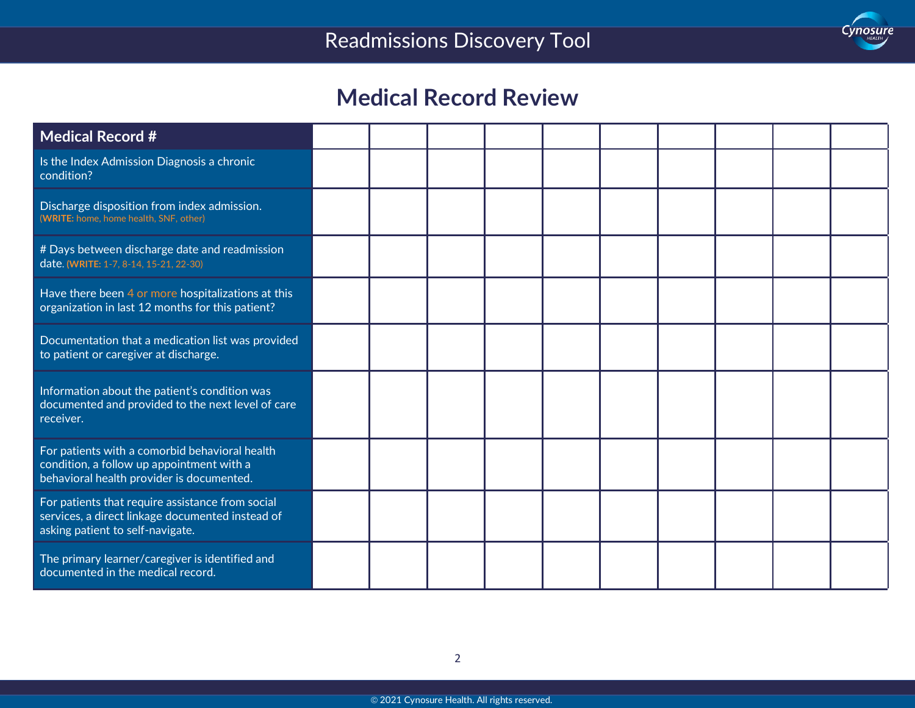## Readmissions Discovery Tool

# Medical Record Review

| Medical Record # | | | | | | | | | | |
|---|---|---|---|---|---|---|---|---|---|---|
| Is the Index Admission Diagnosis a chronic condition? | | | | | | | | | | |
| Discharge disposition from index admission. (**WRITE:** home, home health, SNF, other) | | | | | | | | | | |
| # Days between discharge date and readmission date. (**WRITE:** 1-7, 8-14, 15-21, 22-30) | | | | | | | | | | |
| Have there been 4 or more hospitalizations at this organization in last 12 months for this patient? | | | | | | | | | | |
| Documentation that a medication list was provided to patient or caregiver at discharge. | | | | | | | | | | |
| Information about the patient's condition was documented and provided to the next level of care receiver. | | | | | | | | | | |
| For patients with a comorbid behavioral health condition, a follow up appointment with a behavioral health provider is documented. | | | | | | | | | | |
| For patients that require assistance from social services, a direct linkage documented instead of asking patient to self-navigate. | | | | | | | | | | |
| The primary learner/caregiver is identified and documented in the medical record. | | | | | | | | | | |

© 2021 Cynosure Health. All rights reserved.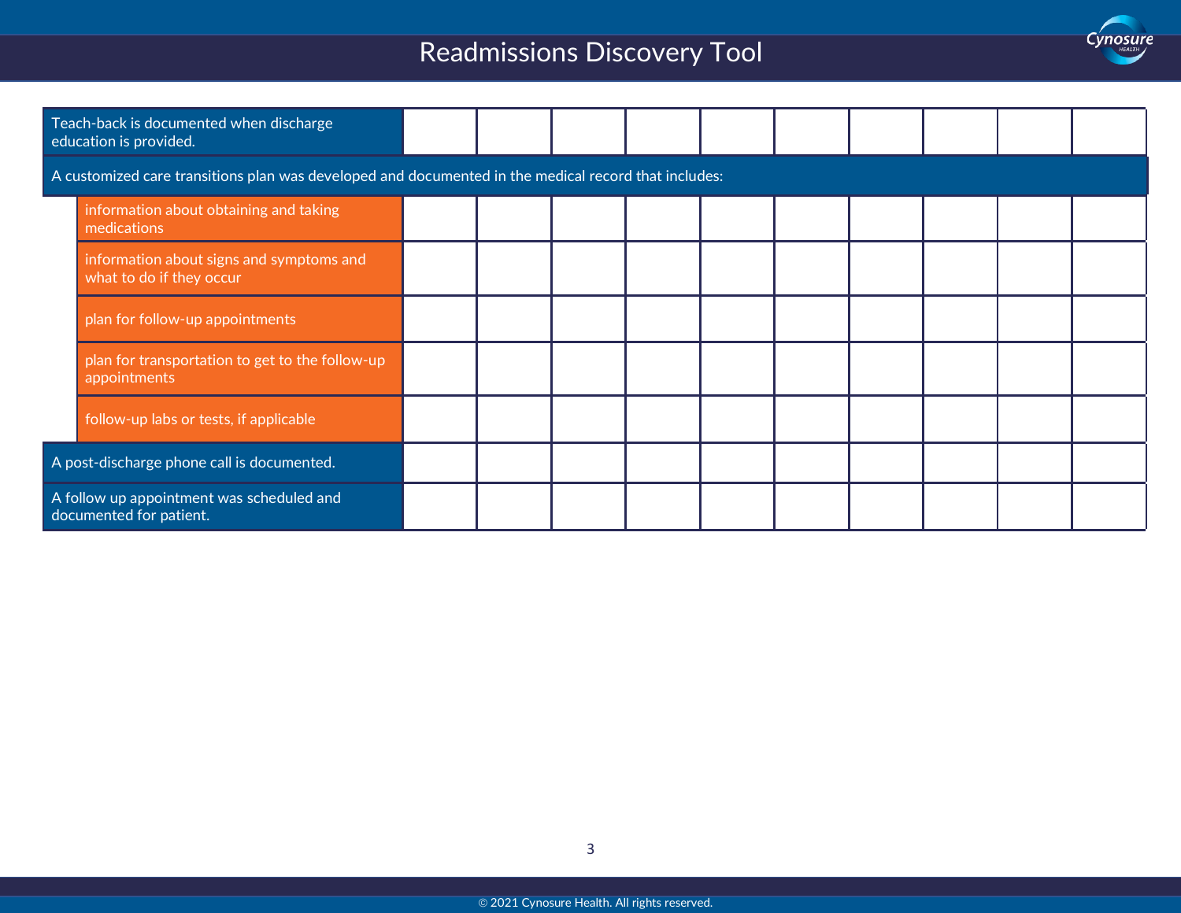# Readmissions Discovery Tool

| | | | | | | | | | | |
|---|---|---|---|---|---|---|---|---|---|---|
| Teach-back is documented when discharge education is provided. | | | | | | | | | | |
| A customized care transitions plan was developed and documented in the medical record that includes: | | | | | | | | | | |
| information about obtaining and taking medications | | | | | | | | | | |
| information about signs and symptoms and what to do if they occur | | | | | | | | | | |
| plan for follow-up appointments | | | | | | | | | | |
| plan for transportation to get to the follow-up appointments | | | | | | | | | | |
| follow-up labs or tests, if applicable | | | | | | | | | | |
| A post-discharge phone call is documented. | | | | | | | | | | |
| A follow up appointment was scheduled and documented for patient. | | | | | | | | | | |

© 2021 Cynosure Health. All rights reserved.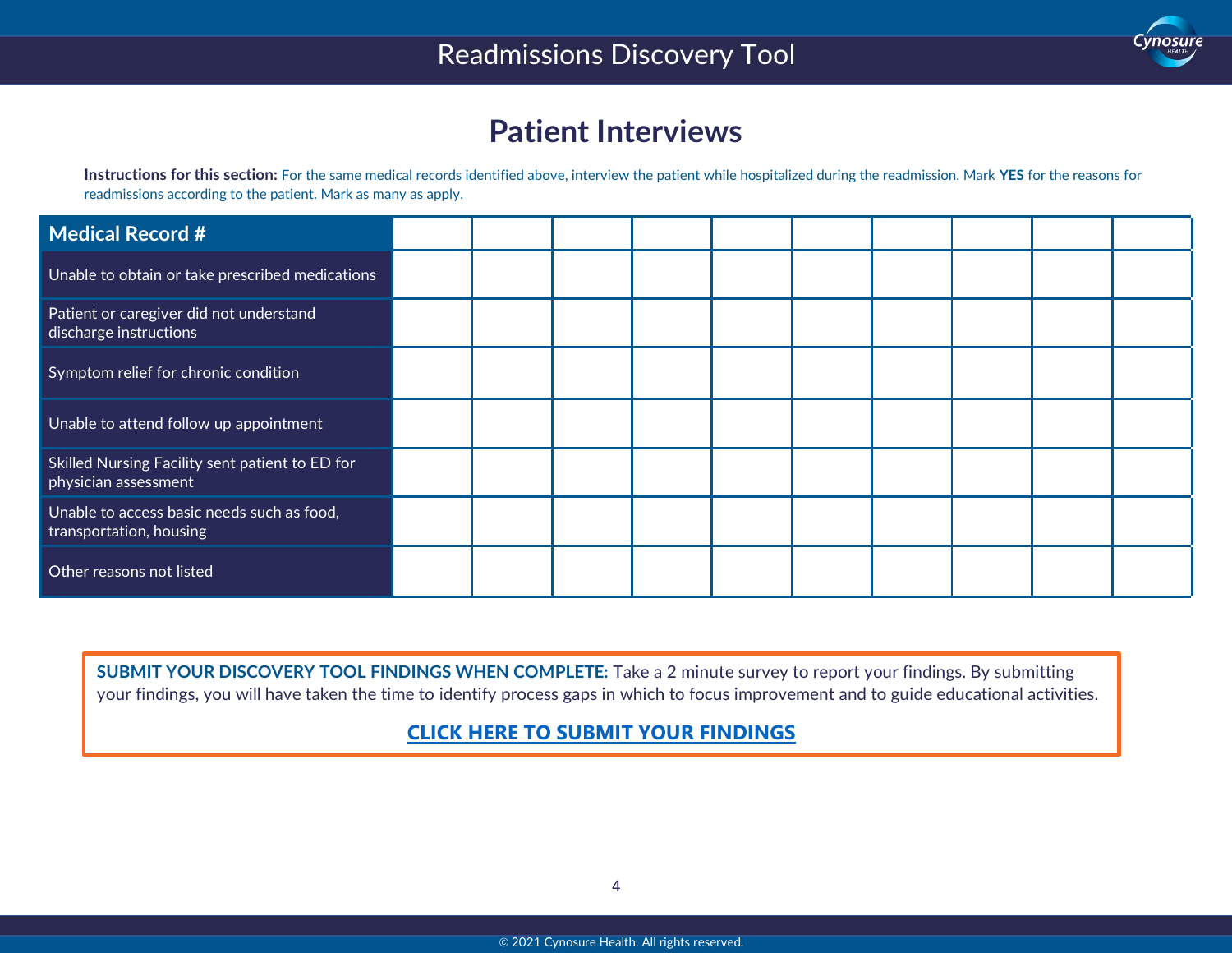## Patient Interviews

**Instructions for this section:** For the same medical records identified above, interview the patient while hospitalized during the readmission. Mark **YES** for the reasons for readmissions according to the patient. Mark as many as apply.

| Medical Record # | | | | | | | | | | |
|---|---|---|---|---|---|---|---|---|---|---|
| Unable to obtain or take prescribed medications | | | | | | | | | | |
| Patient or caregiver did not understand discharge instructions | | | | | | | | | | |
| Symptom relief for chronic condition | | | | | | | | | | |
| Unable to attend follow up appointment | | | | | | | | | | |
| Skilled Nursing Facility sent patient to ED for physician assessment | | | | | | | | | | |
| Unable to access basic needs such as food, transportation, housing | | | | | | | | | | |
| Other reasons not listed | | | | | | | | | | |

**SUBMIT YOUR DISCOVERY TOOL FINDINGS WHEN COMPLETE:** Take a 2 minute survey to report your findings. By submitting your findings, you will have taken the time to identify process gaps in which to focus improvement and to guide educational activities.

**CLICK HERE TO SUBMIT YOUR FINDINGS**